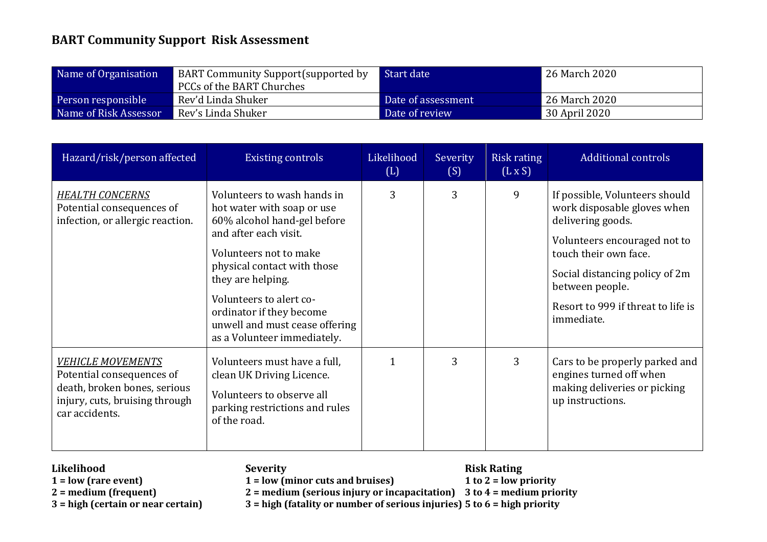# BART Community Support Risk Assessment

| Name of Organisation | BART Community Support(supported by PCCs of the BART Churches | Start date | 26 March 2020 |
|---|---|---|---|
| Person responsible | Rev'd Linda Shuker | Date of assessment | 26 March 2020 |
| Name of Risk Assessor | Rev's Linda Shuker | Date of review | 30 April 2020 |

| Hazard/risk/person affected | Existing controls | Likelihood (L) | Severity (S) | Risk rating (L x S) | Additional controls |
|---|---|---|---|---|---|
| *HEALTH CONCERNS*<br>Potential consequences of infection, or allergic reaction. | Volunteers to wash hands in hot water with soap or use 60% alcohol hand-gel before and after each visit.<br><br>Volunteers not to make physical contact with those they are helping.<br><br>Volunteers to alert co-ordinator if they become unwell and must cease offering as a Volunteer immediately. | 3 | 3 | 9 | If possible, Volunteers should work disposable gloves when delivering goods.<br><br>Volunteers encouraged not to touch their own face.<br><br>Social distancing policy of 2m between people.<br><br>Resort to 999 if threat to life is immediate. |
| *VEHICLE MOVEMENTS*<br>Potential consequences of death, broken bones, serious injury, cuts, bruising through car accidents. | Volunteers must have a full, clean UK Driving Licence.<br><br>Volunteers to observe all parking restrictions and rules of the road. | 1 | 3 | 3 | Cars to be properly parked and engines turned off when making deliveries or picking up instructions. |

**Likelihood**
**1 = low (rare event)**
**2 = medium (frequent)**
**3 = high (certain or near certain)**

**Severity**
**1 = low (minor cuts and bruises)**
**2 = medium (serious injury or incapacitation)**
**3 = high (fatality or number of serious injuries)**

**Risk Rating**
**1 to 2 = low priority**
**3 to 4 = medium priority**
**5 to 6 = high priority**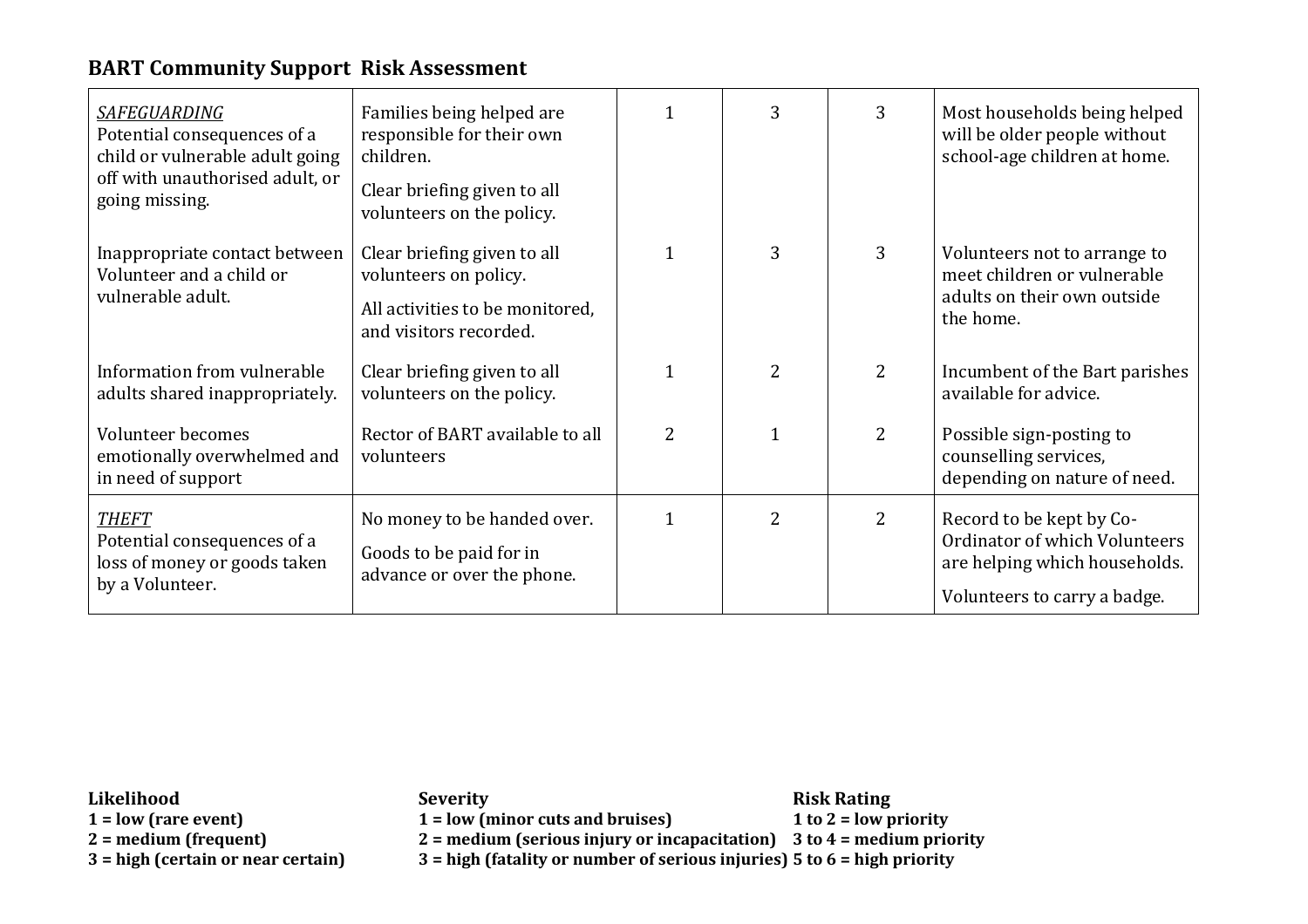## BART Community Support  Risk Assessment

| | | | | | |
|---|---|---|---|---|---|
| *SAFEGUARDING*<br>Potential consequences of a child or vulnerable adult going off with unauthorised adult, or going missing. | Families being helped are responsible for their own children.<br>Clear briefing given to all volunteers on the policy. | 1 | 3 | 3 | Most households being helped will be older people without school-age children at home. |
| Inappropriate contact between Volunteer and a child or vulnerable adult. | Clear briefing given to all volunteers on policy.<br>All activities to be monitored, and visitors recorded. | 1 | 3 | 3 | Volunteers not to arrange to meet children or vulnerable adults on their own outside the home. |
| Information from vulnerable adults shared inappropriately. | Clear briefing given to all volunteers on the policy. | 1 | 2 | 2 | Incumbent of the Bart parishes available for advice. |
| Volunteer becomes emotionally overwhelmed and in need of support | Rector of BART available to all volunteers | 2 | 1 | 2 | Possible sign-posting to counselling services, depending on nature of need. |
| *THEFT*<br>Potential consequences of a loss of money or goods taken by a Volunteer. | No money to be handed over.<br>Goods to be paid for in advance or over the phone. | 1 | 2 | 2 | Record to be kept by Co-Ordinator of which Volunteers are helping which households.<br>Volunteers to carry a badge. |

**Likelihood**
**1 = low (rare event)**
**2 = medium (frequent)**
**3 = high (certain or near certain)**

**Severity**
**1 = low (minor cuts and bruises)**
**2 = medium (serious injury or incapacitation)**
**3 = high (fatality or number of serious injuries)**

**Risk Rating**
**1 to 2 = low priority**
**3 to 4 = medium priority**
**5 to 6 = high priority**